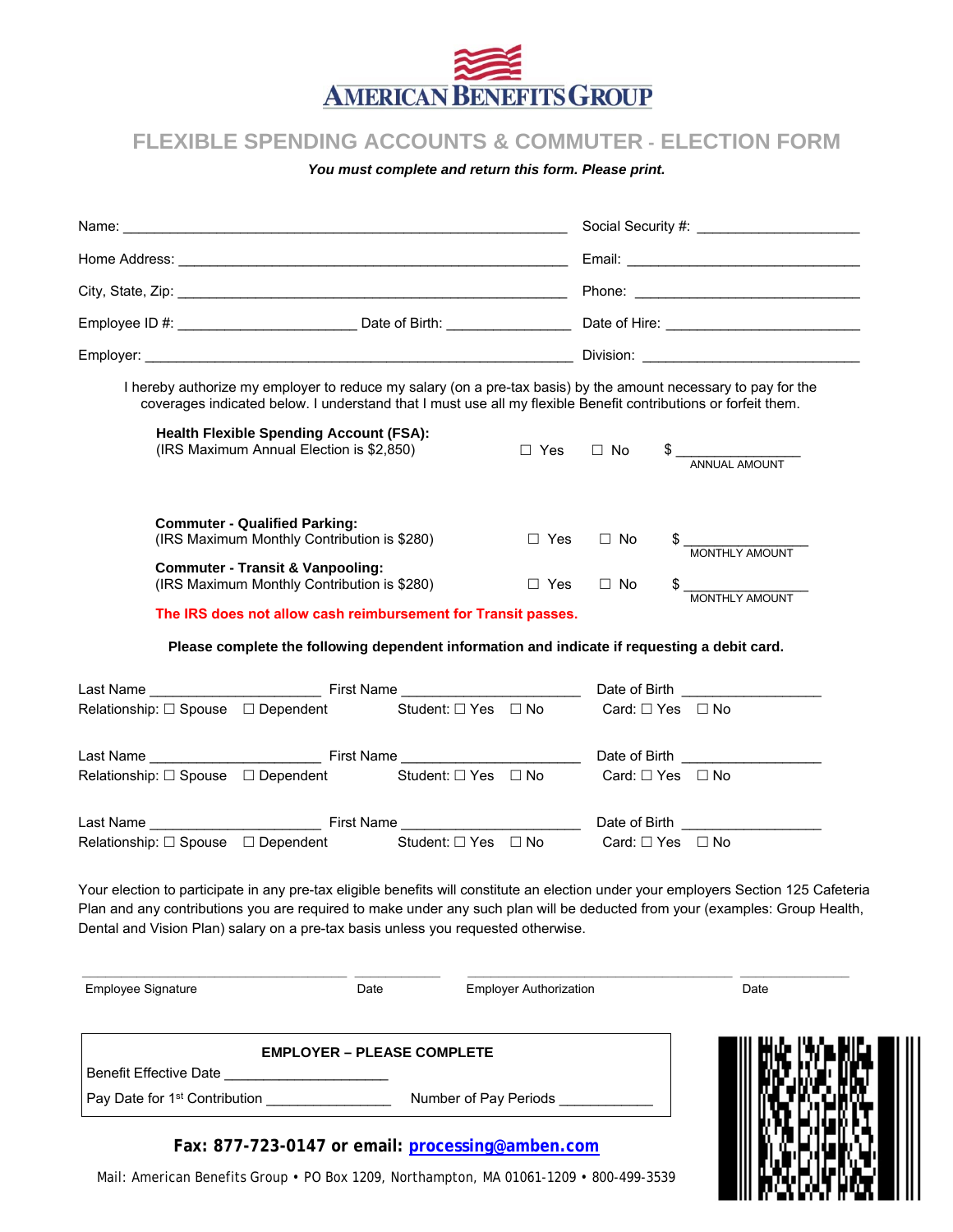AMERICAN BENEFITS GROUP

# FLEXIBLE SPENDING ACCOUNTS & COMMUTER - ELECTION FORM

***You must complete and return this form. Please print.***

Name: ______________________________ Social Security #: ____________________

Home Address: ______________________________ Email: ____________________

City, State, Zip: ______________________________ Phone: ____________________

Employee ID #: ______________ Date of Birth: ______________ Date of Hire: ____________________

Employer: ______________________________ Division: ____________________

I hereby authorize my employer to reduce my salary (on a pre-tax basis) by the amount necessary to pay for the coverages indicated below. I understand that I must use all my flexible Benefit contributions or forfeit them.

**Health Flexible Spending Account (FSA):**
(IRS Maximum Annual Election is $2,850) ☐ Yes ☐ No $ ______________ ANNUAL AMOUNT

**Commuter - Qualified Parking:**
(IRS Maximum Monthly Contribution is $280) ☐ Yes ☐ No $ ______________ MONTHLY AMOUNT

**Commuter - Transit & Vanpooling:**
(IRS Maximum Monthly Contribution is $280) ☐ Yes ☐ No $ ______________ MONTHLY AMOUNT

**The IRS does not allow cash reimbursement for Transit passes.**

**Please complete the following dependent information and indicate if requesting a debit card.**

Last Name ______________ First Name ______________ Date of Birth ______________
Relationship: ☐ Spouse ☐ Dependent Student: ☐ Yes ☐ No Card: ☐ Yes ☐ No

Last Name ______________ First Name ______________ Date of Birth ______________
Relationship: ☐ Spouse ☐ Dependent Student: ☐ Yes ☐ No Card: ☐ Yes ☐ No

Last Name ______________ First Name ______________ Date of Birth ______________
Relationship: ☐ Spouse ☐ Dependent Student: ☐ Yes ☐ No Card: ☐ Yes ☐ No

Your election to participate in any pre-tax eligible benefits will constitute an election under your employers Section 125 Cafeteria Plan and any contributions you are required to make under any such plan will be deducted from your (examples: Group Health, Dental and Vision Plan) salary on a pre-tax basis unless you requested otherwise.

______________________ ________ ______________________ ________
Employee Signature Date Employer Authorization Date

**EMPLOYER – PLEASE COMPLETE**

Benefit Effective Date ______________

Pay Date for 1st Contribution ______________ Number of Pay Periods ______________

**Fax: 877-723-0147 or email: processing@amben.com**

Mail: American Benefits Group • PO Box 1209, Northampton, MA 01061-1209 • 800-499-3539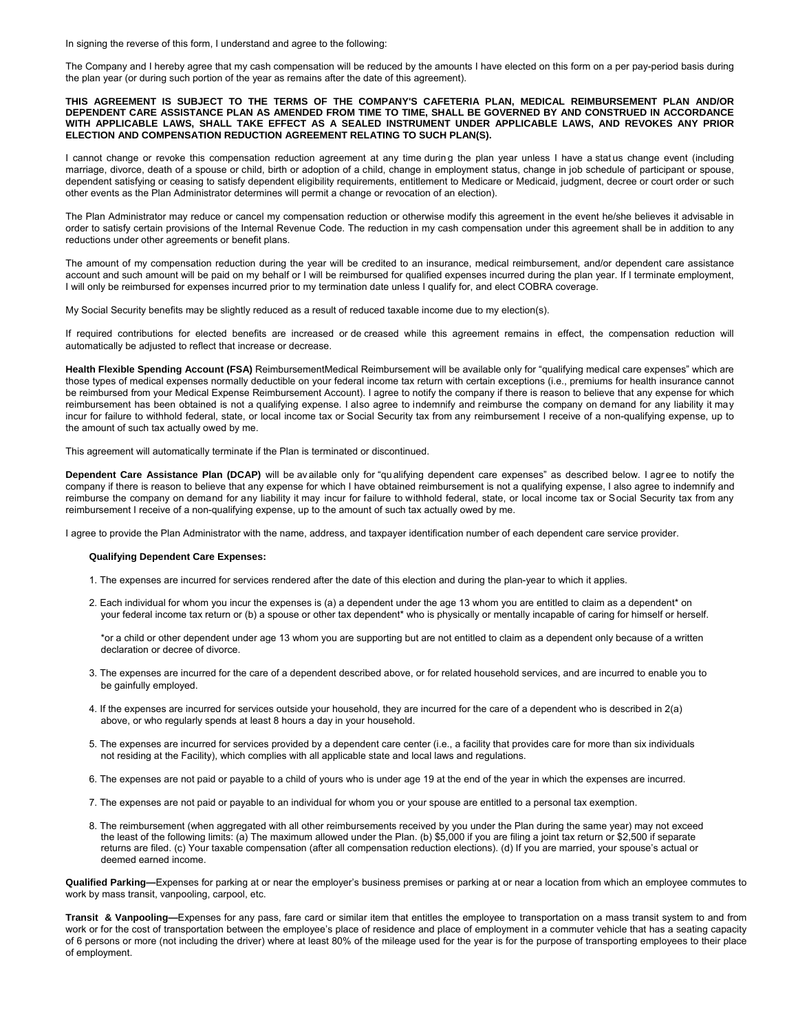In signing the reverse of this form, I understand and agree to the following:

The Company and I hereby agree that my cash compensation will be reduced by the amounts I have elected on this form on a per pay-period basis during the plan year (or during such portion of the year as remains after the date of this agreement).

**THIS AGREEMENT IS SUBJECT TO THE TERMS OF THE COMPANY'S CAFETERIA PLAN, MEDICAL REIMBURSEMENT PLAN AND/OR DEPENDENT CARE ASSISTANCE PLAN AS AMENDED FROM TIME TO TIME, SHALL BE GOVERNED BY AND CONSTRUED IN ACCORDANCE WITH APPLICABLE LAWS, SHALL TAKE EFFECT AS A SEALED INSTRUMENT UNDER APPLICABLE LAWS, AND REVOKES ANY PRIOR ELECTION AND COMPENSATION REDUCTION AGREEMENT RELATING TO SUCH PLAN(S).**

I cannot change or revoke this compensation reduction agreement at any time during the plan year unless I have a status change event (including marriage, divorce, death of a spouse or child, birth or adoption of a child, change in employment status, change in job schedule of participant or spouse, dependent satisfying or ceasing to satisfy dependent eligibility requirements, entitlement to Medicare or Medicaid, judgment, decree or court order or such other events as the Plan Administrator determines will permit a change or revocation of an election).

The Plan Administrator may reduce or cancel my compensation reduction or otherwise modify this agreement in the event he/she believes it advisable in order to satisfy certain provisions of the Internal Revenue Code. The reduction in my cash compensation under this agreement shall be in addition to any reductions under other agreements or benefit plans.

The amount of my compensation reduction during the year will be credited to an insurance, medical reimbursement, and/or dependent care assistance account and such amount will be paid on my behalf or I will be reimbursed for qualified expenses incurred during the plan year. If I terminate employment, I will only be reimbursed for expenses incurred prior to my termination date unless I qualify for, and elect COBRA coverage.

My Social Security benefits may be slightly reduced as a result of reduced taxable income due to my election(s).

If required contributions for elected benefits are increased or decreased while this agreement remains in effect, the compensation reduction will automatically be adjusted to reflect that increase or decrease.

**Health Flexible Spending Account (FSA)** ReimbursementMedical Reimbursement will be available only for "qualifying medical care expenses" which are those types of medical expenses normally deductible on your federal income tax return with certain exceptions (i.e., premiums for health insurance cannot be reimbursed from your Medical Expense Reimbursement Account). I agree to notify the company if there is reason to believe that any expense for which reimbursement has been obtained is not a qualifying expense. I also agree to indemnify and reimburse the company on demand for any liability it may incur for failure to withhold federal, state, or local income tax or Social Security tax from any reimbursement I receive of a non-qualifying expense, up to the amount of such tax actually owed by me.

This agreement will automatically terminate if the Plan is terminated or discontinued.

**Dependent Care Assistance Plan (DCAP)** will be available only for "qualifying dependent care expenses" as described below. I agree to notify the company if there is reason to believe that any expense for which I have obtained reimbursement is not a qualifying expense, I also agree to indemnify and reimburse the company on demand for any liability it may incur for failure to withhold federal, state, or local income tax or Social Security tax from any reimbursement I receive of a non-qualifying expense, up to the amount of such tax actually owed by me.

I agree to provide the Plan Administrator with the name, address, and taxpayer identification number of each dependent care service provider.

**Qualifying Dependent Care Expenses:**

1. The expenses are incurred for services rendered after the date of this election and during the plan-year to which it applies.
2. Each individual for whom you incur the expenses is (a) a dependent under the age 13 whom you are entitled to claim as a dependent* on your federal income tax return or (b) a spouse or other tax dependent* who is physically or mentally incapable of caring for himself or herself.

   *or a child or other dependent under age 13 whom you are supporting but are not entitled to claim as a dependent only because of a written declaration or decree of divorce.
3. The expenses are incurred for the care of a dependent described above, or for related household services, and are incurred to enable you to be gainfully employed.
4. If the expenses are incurred for services outside your household, they are incurred for the care of a dependent who is described in 2(a) above, or who regularly spends at least 8 hours a day in your household.
5. The expenses are incurred for services provided by a dependent care center (i.e., a facility that provides care for more than six individuals not residing at the Facility), which complies with all applicable state and local laws and regulations.
6. The expenses are not paid or payable to a child of yours who is under age 19 at the end of the year in which the expenses are incurred.
7. The expenses are not paid or payable to an individual for whom you or your spouse are entitled to a personal tax exemption.
8. The reimbursement (when aggregated with all other reimbursements received by you under the Plan during the same year) may not exceed the least of the following limits: (a) The maximum allowed under the Plan. (b) $5,000 if you are filing a joint tax return or $2,500 if separate returns are filed. (c) Your taxable compensation (after all compensation reduction elections). (d) If you are married, your spouse's actual or deemed earned income.

**Qualified Parking—**Expenses for parking at or near the employer's business premises or parking at or near a location from which an employee commutes to work by mass transit, vanpooling, carpool, etc.

**Transit & Vanpooling—**Expenses for any pass, fare card or similar item that entitles the employee to transportation on a mass transit system to and from work or for the cost of transportation between the employee's place of residence and place of employment in a commuter vehicle that has a seating capacity of 6 persons or more (not including the driver) where at least 80% of the mileage used for the year is for the purpose of transporting employees to their place of employment.